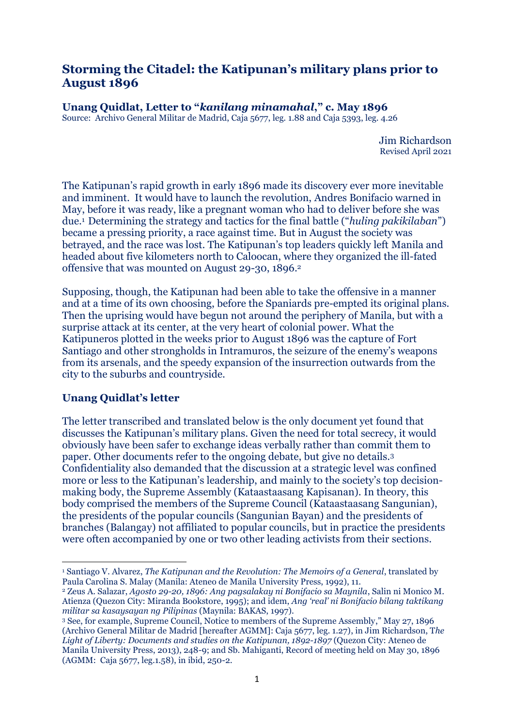# Storming the Citadel: the Katipunan's military plans prior to August 1896

## Unang Quidlat, Letter to "*kanilang minamahal*," c. May 1896

Source: Archivo General Militar de Madrid, Caja 5677, leg. 1.88 and Caja 5393, leg. 4.26

Jim Richardson
Revised April 2021

The Katipunan's rapid growth in early 1896 made its discovery ever more inevitable and imminent. It would have to launch the revolution, Andres Bonifacio warned in May, before it was ready, like a pregnant woman who had to deliver before she was due.[1] Determining the strategy and tactics for the final battle ("*huling pakikilaban*") became a pressing priority, a race against time. But in August the society was betrayed, and the race was lost. The Katipunan's top leaders quickly left Manila and headed about five kilometers north to Caloocan, where they organized the ill-fated offensive that was mounted on August 29-30, 1896.[2]

Supposing, though, the Katipunan had been able to take the offensive in a manner and at a time of its own choosing, before the Spaniards pre-empted its original plans. Then the uprising would have begun not around the periphery of Manila, but with a surprise attack at its center, at the very heart of colonial power. What the Katipuneros plotted in the weeks prior to August 1896 was the capture of Fort Santiago and other strongholds in Intramuros, the seizure of the enemy's weapons from its arsenals, and the speedy expansion of the insurrection outwards from the city to the suburbs and countryside.

### Unang Quidlat's letter

The letter transcribed and translated below is the only document yet found that discusses the Katipunan's military plans. Given the need for total secrecy, it would obviously have been safer to exchange ideas verbally rather than commit them to paper. Other documents refer to the ongoing debate, but give no details.[3] Confidentiality also demanded that the discussion at a strategic level was confined more or less to the Katipunan's leadership, and mainly to the society's top decision-making body, the Supreme Assembly (Kataastaasang Kapisanan). In theory, this body comprised the members of the Supreme Council (Kataastaasang Sangunian), the presidents of the popular councils (Sangunian Bayan) and the presidents of branches (Balangay) not affiliated to popular councils, but in practice the presidents were often accompanied by one or two other leading activists from their sections.

---

[1] Santiago V. Alvarez, *The Katipunan and the Revolution: The Memoirs of a General*, translated by Paula Carolina S. Malay (Manila: Ateneo de Manila University Press, 1992), 11.

[2] Zeus A. Salazar, *Agosto 29-20, 1896: Ang pagsalakay ni Bonifacio sa Maynila*, Salin ni Monico M. Atienza (Quezon City: Miranda Bookstore, 1995); and idem, *Ang 'real' ni Bonifacio bilang taktikang militar sa kasaysayan ng Pilipinas* (Maynila: BAKAS, 1997).

[3] See, for example, Supreme Council, Notice to members of the Supreme Assembly," May 27, 1896 (Archivo General Militar de Madrid [hereafter AGMM]: Caja 5677, leg. 1.27), in Jim Richardson, T*he Light of Liberty: Documents and studies on the Katipunan, 1892-1897* (Quezon City: Ateneo de Manila University Press, 2013), 248-9; and Sb. Mahiganti, Record of meeting held on May 30, 1896 (AGMM: Caja 5677, leg.1.58), in ibid, 250-2.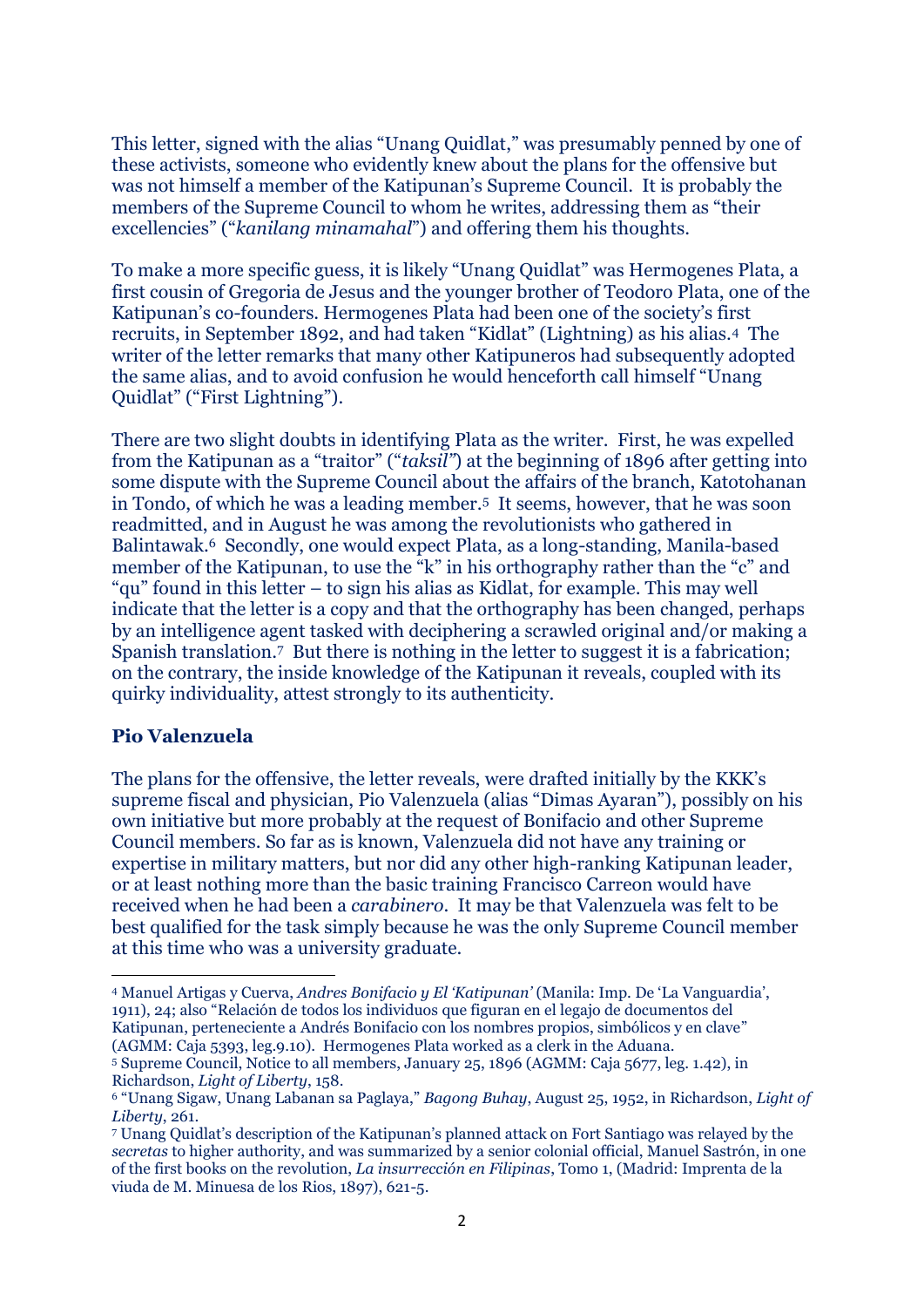This letter, signed with the alias "Unang Quidlat," was presumably penned by one of these activists, someone who evidently knew about the plans for the offensive but was not himself a member of the Katipunan's Supreme Council. It is probably the members of the Supreme Council to whom he writes, addressing them as "their excellencies" ("*kanilang minamahal*") and offering them his thoughts.

To make a more specific guess, it is likely "Unang Quidlat" was Hermogenes Plata, a first cousin of Gregoria de Jesus and the younger brother of Teodoro Plata, one of the Katipunan's co-founders. Hermogenes Plata had been one of the society's first recruits, in September 1892, and had taken "Kidlat" (Lightning) as his alias.[4] The writer of the letter remarks that many other Katipuneros had subsequently adopted the same alias, and to avoid confusion he would henceforth call himself "Unang Quidlat" ("First Lightning").

There are two slight doubts in identifying Plata as the writer. First, he was expelled from the Katipunan as a "traitor" ("*taksil*") at the beginning of 1896 after getting into some dispute with the Supreme Council about the affairs of the branch, Katotohanan in Tondo, of which he was a leading member.[5] It seems, however, that he was soon readmitted, and in August he was among the revolutionists who gathered in Balintawak.[6] Secondly, one would expect Plata, as a long-standing, Manila-based member of the Katipunan, to use the "k" in his orthography rather than the "c" and "qu" found in this letter – to sign his alias as Kidlat, for example. This may well indicate that the letter is a copy and that the orthography has been changed, perhaps by an intelligence agent tasked with deciphering a scrawled original and/or making a Spanish translation.[7] But there is nothing in the letter to suggest it is a fabrication; on the contrary, the inside knowledge of the Katipunan it reveals, coupled with its quirky individuality, attest strongly to its authenticity.

## Pio Valenzuela

The plans for the offensive, the letter reveals, were drafted initially by the KKK's supreme fiscal and physician, Pio Valenzuela (alias "Dimas Ayaran"), possibly on his own initiative but more probably at the request of Bonifacio and other Supreme Council members. So far as is known, Valenzuela did not have any training or expertise in military matters, but nor did any other high-ranking Katipunan leader, or at least nothing more than the basic training Francisco Carreon would have received when he had been a *carabinero*. It may be that Valenzuela was felt to be best qualified for the task simply because he was the only Supreme Council member at this time who was a university graduate.

---

[4] Manuel Artigas y Cuerva, *Andres Bonifacio y El 'Katipunan'* (Manila: Imp. De 'La Vanguardia', 1911), 24; also "Relación de todos los individuos que figuran en el legajo de documentos del Katipunan, perteneciente a Andrés Bonifacio con los nombres propios, simbólicos y en clave" (AGMM: Caja 5393, leg.9.10). Hermogenes Plata worked as a clerk in the Aduana.

[5] Supreme Council, Notice to all members, January 25, 1896 (AGMM: Caja 5677, leg. 1.42), in Richardson, *Light of Liberty*, 158.

[6] "Unang Sigaw, Unang Labanan sa Paglaya," *Bagong Buhay*, August 25, 1952, in Richardson, *Light of Liberty*, 261.

[7] Unang Quidlat's description of the Katipunan's planned attack on Fort Santiago was relayed by the *secretas* to higher authority, and was summarized by a senior colonial official, Manuel Sastrón, in one of the first books on the revolution, *La insurrección en Filipinas*, Tomo 1, (Madrid: Imprenta de la viuda de M. Minuesa de los Rios, 1897), 621-5.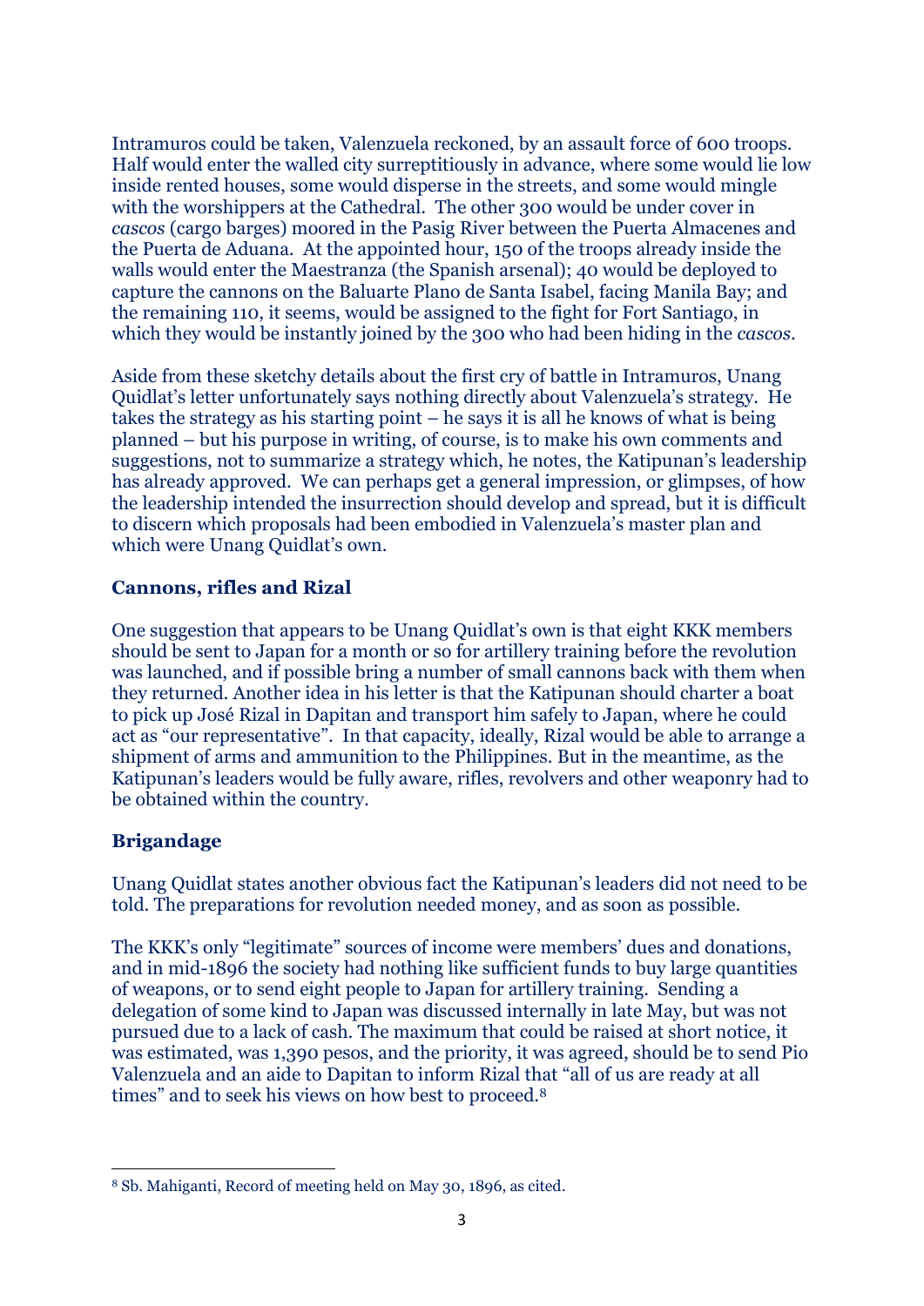Intramuros could be taken, Valenzuela reckoned, by an assault force of 600 troops. Half would enter the walled city surreptitiously in advance, where some would lie low inside rented houses, some would disperse in the streets, and some would mingle with the worshippers at the Cathedral. The other 300 would be under cover in *cascos* (cargo barges) moored in the Pasig River between the Puerta Almacenes and the Puerta de Aduana. At the appointed hour, 150 of the troops already inside the walls would enter the Maestranza (the Spanish arsenal); 40 would be deployed to capture the cannons on the Baluarte Plano de Santa Isabel, facing Manila Bay; and the remaining 110, it seems, would be assigned to the fight for Fort Santiago, in which they would be instantly joined by the 300 who had been hiding in the *cascos*.

Aside from these sketchy details about the first cry of battle in Intramuros, Unang Quidlat's letter unfortunately says nothing directly about Valenzuela's strategy. He takes the strategy as his starting point – he says it is all he knows of what is being planned – but his purpose in writing, of course, is to make his own comments and suggestions, not to summarize a strategy which, he notes, the Katipunan's leadership has already approved. We can perhaps get a general impression, or glimpses, of how the leadership intended the insurrection should develop and spread, but it is difficult to discern which proposals had been embodied in Valenzuela's master plan and which were Unang Quidlat's own.

### Cannons, rifles and Rizal

One suggestion that appears to be Unang Quidlat's own is that eight KKK members should be sent to Japan for a month or so for artillery training before the revolution was launched, and if possible bring a number of small cannons back with them when they returned. Another idea in his letter is that the Katipunan should charter a boat to pick up José Rizal in Dapitan and transport him safely to Japan, where he could act as "our representative". In that capacity, ideally, Rizal would be able to arrange a shipment of arms and ammunition to the Philippines. But in the meantime, as the Katipunan's leaders would be fully aware, rifles, revolvers and other weaponry had to be obtained within the country.

### Brigandage

Unang Quidlat states another obvious fact the Katipunan's leaders did not need to be told. The preparations for revolution needed money, and as soon as possible.

The KKK's only "legitimate" sources of income were members' dues and donations, and in mid-1896 the society had nothing like sufficient funds to buy large quantities of weapons, or to send eight people to Japan for artillery training. Sending a delegation of some kind to Japan was discussed internally in late May, but was not pursued due to a lack of cash. The maximum that could be raised at short notice, it was estimated, was 1,390 pesos, and the priority, it was agreed, should be to send Pio Valenzuela and an aide to Dapitan to inform Rizal that "all of us are ready at all times" and to seek his views on how best to proceed.[8]

[8] Sb. Mahiganti, Record of meeting held on May 30, 1896, as cited.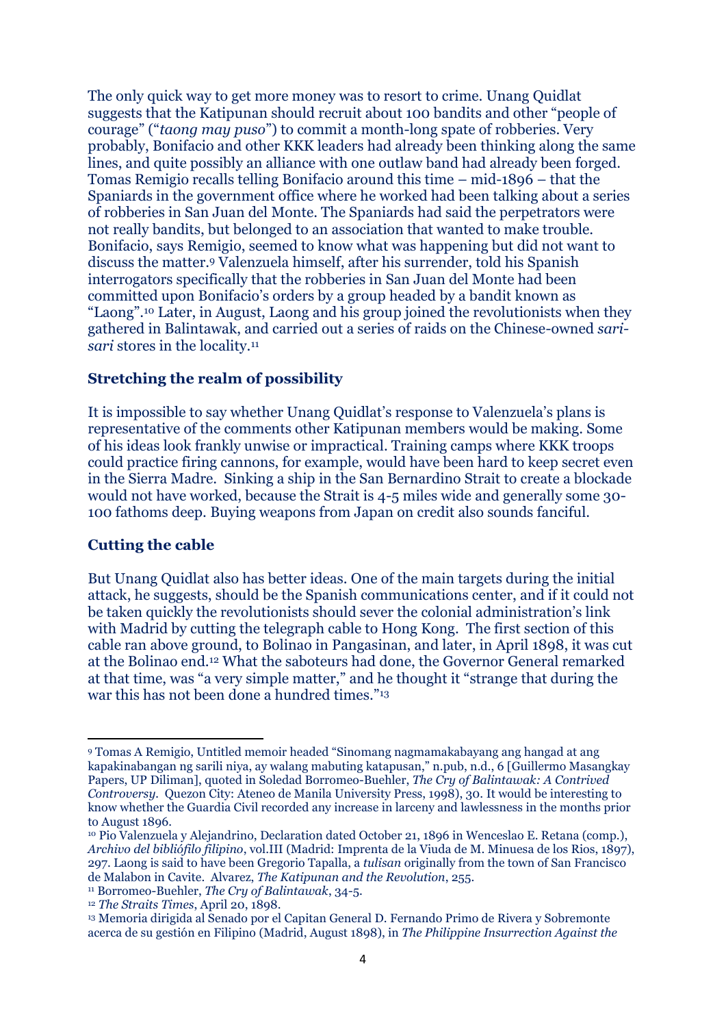The only quick way to get more money was to resort to crime. Unang Quidlat suggests that the Katipunan should recruit about 100 bandits and other "people of courage" ("*taong may puso*") to commit a month-long spate of robberies. Very probably, Bonifacio and other KKK leaders had already been thinking along the same lines, and quite possibly an alliance with one outlaw band had already been forged. Tomas Remigio recalls telling Bonifacio around this time – mid-1896 – that the Spaniards in the government office where he worked had been talking about a series of robberies in San Juan del Monte. The Spaniards had said the perpetrators were not really bandits, but belonged to an association that wanted to make trouble. Bonifacio, says Remigio, seemed to know what was happening but did not want to discuss the matter.[9] Valenzuela himself, after his surrender, told his Spanish interrogators specifically that the robberies in San Juan del Monte had been committed upon Bonifacio's orders by a group headed by a bandit known as "Laong".[10] Later, in August, Laong and his group joined the revolutionists when they gathered in Balintawak, and carried out a series of raids on the Chinese-owned *sari-sari* stores in the locality.[11]

### Stretching the realm of possibility

It is impossible to say whether Unang Quidlat's response to Valenzuela's plans is representative of the comments other Katipunan members would be making. Some of his ideas look frankly unwise or impractical. Training camps where KKK troops could practice firing cannons, for example, would have been hard to keep secret even in the Sierra Madre. Sinking a ship in the San Bernardino Strait to create a blockade would not have worked, because the Strait is 4-5 miles wide and generally some 30-100 fathoms deep. Buying weapons from Japan on credit also sounds fanciful.

### Cutting the cable

But Unang Quidlat also has better ideas. One of the main targets during the initial attack, he suggests, should be the Spanish communications center, and if it could not be taken quickly the revolutionists should sever the colonial administration's link with Madrid by cutting the telegraph cable to Hong Kong. The first section of this cable ran above ground, to Bolinao in Pangasinan, and later, in April 1898, it was cut at the Bolinao end.[12] What the saboteurs had done, the Governor General remarked at that time, was "a very simple matter," and he thought it "strange that during the war this has not been done a hundred times."[13]

---

[9] Tomas A Remigio, Untitled memoir headed "Sinomang nagmamakabayang ang hangad at ang kapakinabangan ng sarili niya, ay walang mabuting katapusan," n.pub, n.d., 6 [Guillermo Masangkay Papers, UP Diliman], quoted in Soledad Borromeo-Buehler, *The Cry of Balintawak: A Contrived Controversy*. Quezon City: Ateneo de Manila University Press, 1998), 30. It would be interesting to know whether the Guardia Civil recorded any increase in larceny and lawlessness in the months prior to August 1896.

[10] Pio Valenzuela y Alejandrino, Declaration dated October 21, 1896 in Wenceslao E. Retana (comp.), *Archivo del bibliófilo filipino*, vol.III (Madrid: Imprenta de la Viuda de M. Minuesa de los Rios, 1897), 297. Laong is said to have been Gregorio Tapalla, a *tulisan* originally from the town of San Francisco de Malabon in Cavite. Alvarez, *The Katipunan and the Revolution*, 255.

[11] Borromeo-Buehler, *The Cry of Balintawak*, 34-5.

[12] *The Straits Times*, April 20, 1898.

[13] Memoria dirigida al Senado por el Capitan General D. Fernando Primo de Rivera y Sobremonte acerca de su gestión en Filipino (Madrid, August 1898), in *The Philippine Insurrection Against the*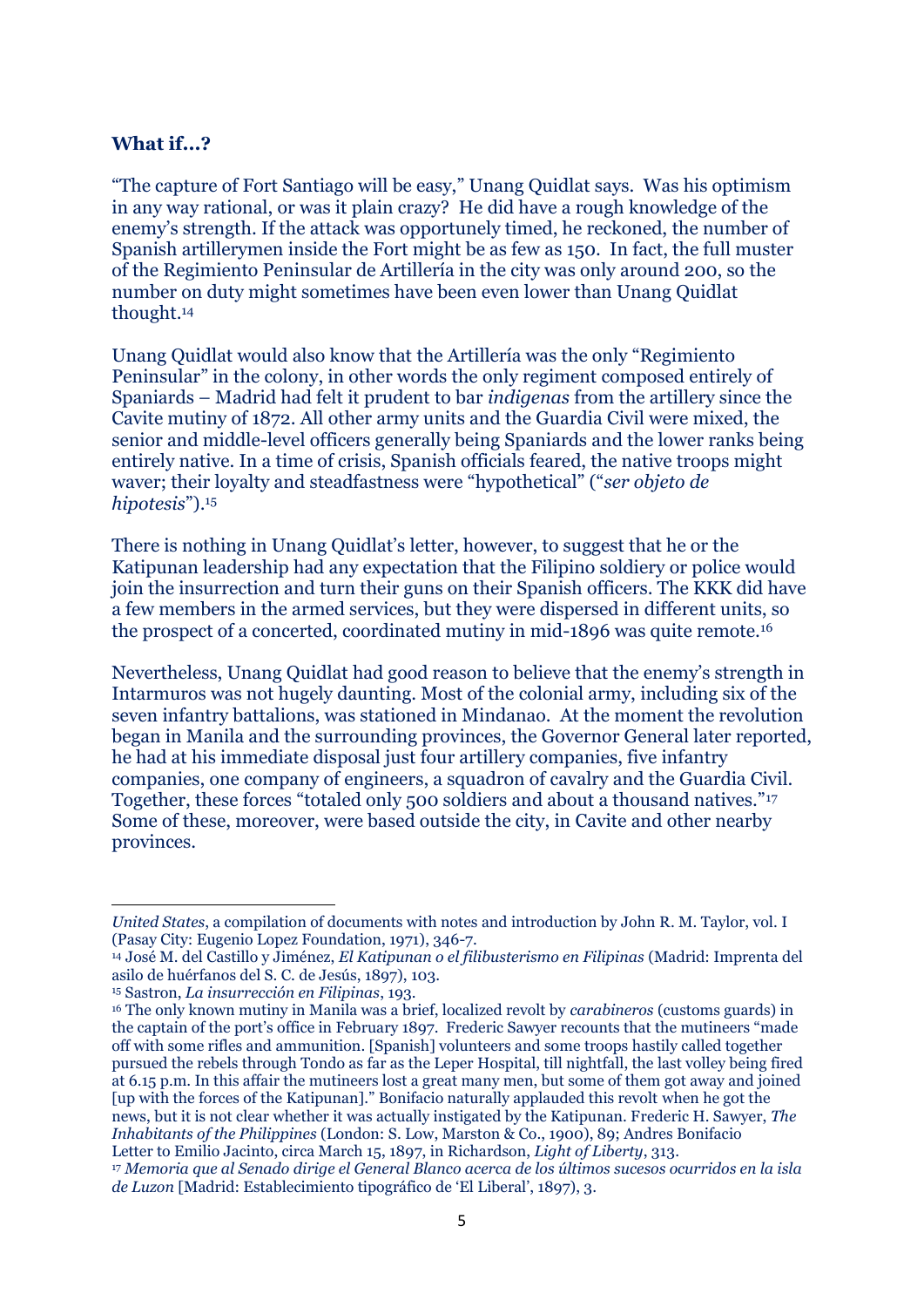**What if...?**

"The capture of Fort Santiago will be easy," Unang Quidlat says. Was his optimism in any way rational, or was it plain crazy? He did have a rough knowledge of the enemy's strength. If the attack was opportunely timed, he reckoned, the number of Spanish artillerymen inside the Fort might be as few as 150. In fact, the full muster of the Regimiento Peninsular de Artillería in the city was only around 200, so the number on duty might sometimes have been even lower than Unang Quidlat thought.[14]

Unang Quidlat would also know that the Artillería was the only "Regimiento Peninsular" in the colony, in other words the only regiment composed entirely of Spaniards – Madrid had felt it prudent to bar *indigenas* from the artillery since the Cavite mutiny of 1872. All other army units and the Guardia Civil were mixed, the senior and middle-level officers generally being Spaniards and the lower ranks being entirely native. In a time of crisis, Spanish officials feared, the native troops might waver; their loyalty and steadfastness were "hypothetical" ("*ser objeto de hipotesis*").[15]

There is nothing in Unang Quidlat's letter, however, to suggest that he or the Katipunan leadership had any expectation that the Filipino soldiery or police would join the insurrection and turn their guns on their Spanish officers. The KKK did have a few members in the armed services, but they were dispersed in different units, so the prospect of a concerted, coordinated mutiny in mid-1896 was quite remote.[16]

Nevertheless, Unang Quidlat had good reason to believe that the enemy's strength in Intarmuros was not hugely daunting. Most of the colonial army, including six of the seven infantry battalions, was stationed in Mindanao. At the moment the revolution began in Manila and the surrounding provinces, the Governor General later reported, he had at his immediate disposal just four artillery companies, five infantry companies, one company of engineers, a squadron of cavalry and the Guardia Civil. Together, these forces "totaled only 500 soldiers and about a thousand natives."[17] Some of these, moreover, were based outside the city, in Cavite and other nearby provinces.

---

*United States*, a compilation of documents with notes and introduction by John R. M. Taylor, vol. I (Pasay City: Eugenio Lopez Foundation, 1971), 346-7.

[14] José M. del Castillo y Jiménez, *El Katipunan o el filibusterismo en Filipinas* (Madrid: Imprenta del asilo de huérfanos del S. C. de Jesús, 1897), 103.

[15] Sastron, *La insurrección en Filipinas*, 193.

[16] The only known mutiny in Manila was a brief, localized revolt by *carabineros* (customs guards) in the captain of the port's office in February 1897. Frederic Sawyer recounts that the mutineers "made off with some rifles and ammunition. [Spanish] volunteers and some troops hastily called together pursued the rebels through Tondo as far as the Leper Hospital, till nightfall, the last volley being fired at 6.15 p.m. In this affair the mutineers lost a great many men, but some of them got away and joined [up with the forces of the Katipunan]." Bonifacio naturally applauded this revolt when he got the news, but it is not clear whether it was actually instigated by the Katipunan. Frederic H. Sawyer, *The Inhabitants of the Philippines* (London: S. Low, Marston & Co., 1900), 89; Andres Bonifacio Letter to Emilio Jacinto, circa March 15, 1897, in Richardson, *Light of Liberty*, 313.

[17] *Memoria que al Senado dirige el General Blanco acerca de los últimos sucesos ocurridos en la isla de Luzon* [Madrid: Establecimiento tipográfico de 'El Liberal', 1897), 3.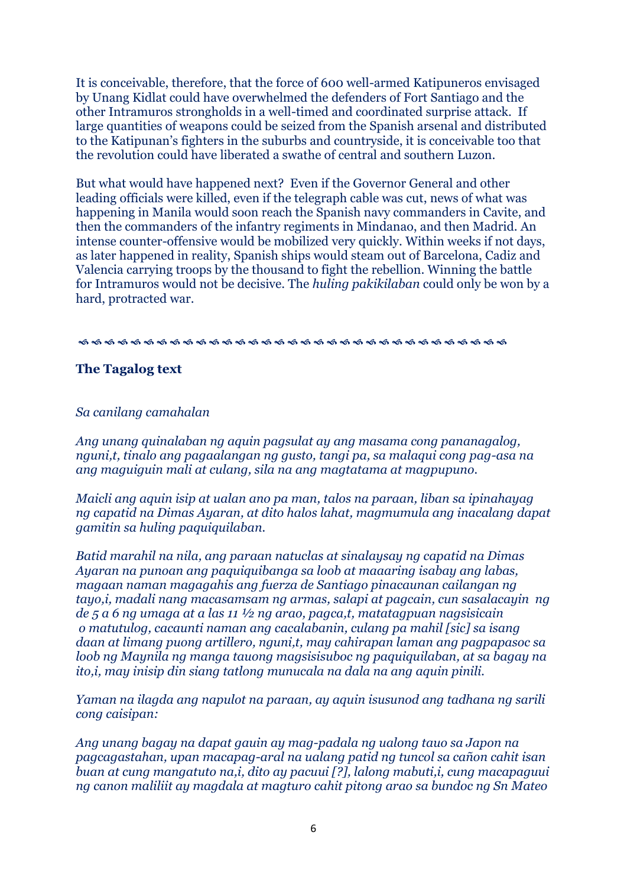It is conceivable, therefore, that the force of 600 well-armed Katipuneros envisaged by Unang Kidlat could have overwhelmed the defenders of Fort Santiago and the other Intramuros strongholds in a well-timed and coordinated surprise attack. If large quantities of weapons could be seized from the Spanish arsenal and distributed to the Katipunan's fighters in the suburbs and countryside, it is conceivable too that the revolution could have liberated a swathe of central and southern Luzon.

But what would have happened next? Even if the Governor General and other leading officials were killed, even if the telegraph cable was cut, news of what was happening in Manila would soon reach the Spanish navy commanders in Cavite, and then the commanders of the infantry regiments in Mindanao, and then Madrid. An intense counter-offensive would be mobilized very quickly. Within weeks if not days, as later happened in reality, Spanish ships would steam out of Barcelona, Cadiz and Valencia carrying troops by the thousand to fight the rebellion. Winning the battle for Intramuros would not be decisive. The *huling pakikilaban* could only be won by a hard, protracted war.

---

### The Tagalog text

*Sa canilang camahalan*

*Ang unang quinalaban ng aquin pagsulat ay ang masama cong pananagalog, nguni,t, tinalo ang pagaalangan ng gusto, tangi pa, sa malaqui cong pag-asa na ang maguiguin mali at culang, sila na ang magtatama at magpupuno.*

*Maicli ang aquin isip at ualan ano pa man, talos na paraan, liban sa ipinahayag ng capatid na Dimas Ayaran, at dito halos lahat, magmumula ang inacalang dapat gamitin sa huling paquiquilaban.*

*Batid marahil na nila, ang paraan natuclas at sinalaysay ng capatid na Dimas Ayaran na punoan ang paquiquibanga sa loob at maaaring isabay ang labas, magaan naman magagahis ang fuerza de Santiago pinacaunan cailangan ng tayo,i, madali nang macasamsam ng armas, salapi at pagcain, cun sasalacayin ng de 5 a 6 ng umaga at a las 11 ½ ng arao, pagca,t, matatagpuan nagsisicain o matutulog, cacaunti naman ang cacalabanin, culang pa mahil [sic] sa isang daan at limang puong artillero, nguni,t, may cahirapan laman ang pagpapasoc sa loob ng Maynila ng manga tauong magsisisuboc ng paquiquilaban, at sa bagay na ito,i, may inisip din siang tatlong munucala na dala na ang aquin pinili.*

*Yaman na ilagda ang napulot na paraan, ay aquin isusunod ang tadhana ng sarili cong caisipan:*

*Ang unang bagay na dapat gauin ay mag-padala ng ualong tauo sa Japon na pagcagastahan, upan macapag-aral na ualang patid ng tuncol sa cañon cahit isan buan at cung mangatuto na,i, dito ay pacuui [?], lalong mabuti,i, cung macapaguui ng canon maliliit ay magdala at magturo cahit pitong arao sa bundoc ng Sn Mateo*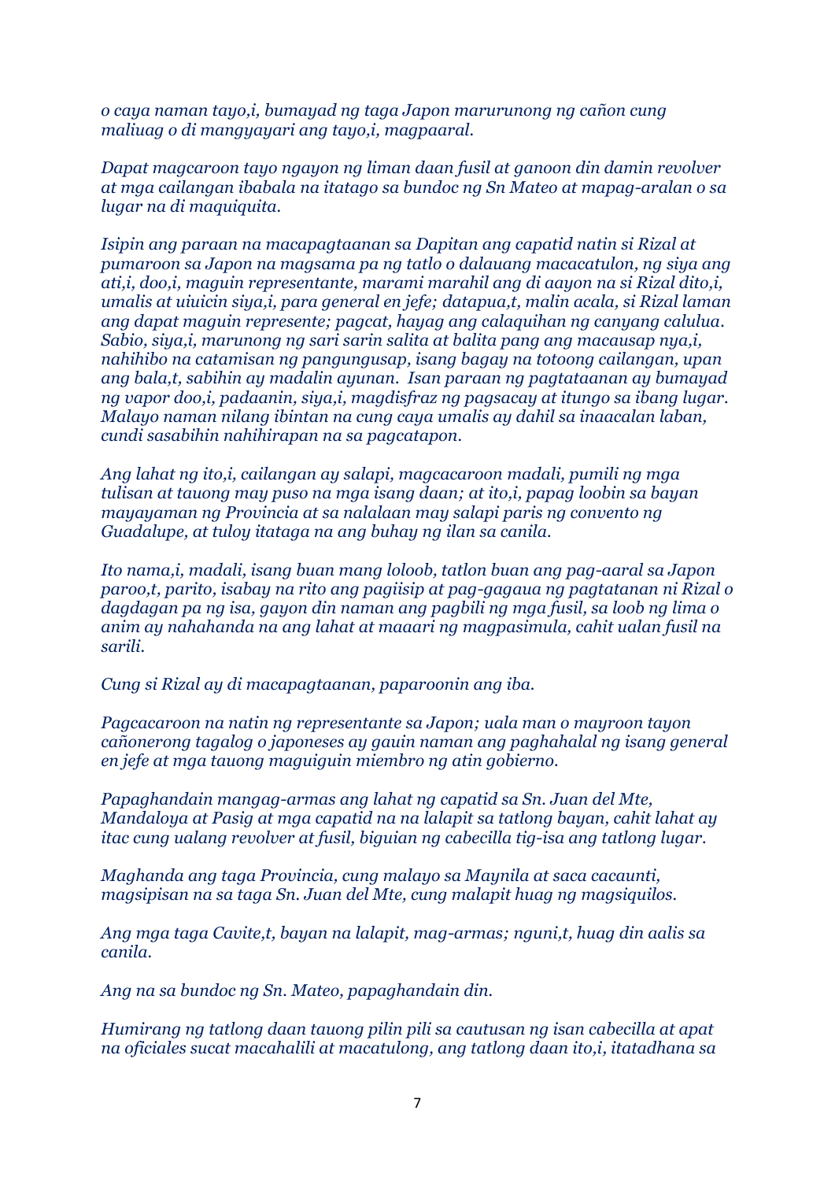*o caya naman tayo,i, bumayad ng taga Japon marurunong ng cañon cung maliuag o di mangyayari ang tayo,i, magpaaral.*

*Dapat magcaroon tayo ngayon ng liman daan fusil at ganoon din damin revolver at mga cailangan ibabala na itatago sa bundoc ng Sn Mateo at mapag-aralan o sa lugar na di maquiquita.*

*Isipin ang paraan na macapagtaanan sa Dapitan ang capatid natin si Rizal at pumaroon sa Japon na magsama pa ng tatlo o dalauang macacatulon, ng siya ang ati,i, doo,i, maguin representante, marami marahil ang di aayon na si Rizal dito,i, umalis at uiuicin siya,i, para general en jefe; datapua,t, malin acala, si Rizal laman ang dapat maguin represente; pagcat, hayag ang calaquihan ng canyang calulua. Sabio, siya,i, marunong ng sari sarin salita at balita pang ang macausap nya,i, nahihibo na catamisan ng pangungusap, isang bagay na totoong cailangan, upan ang bala,t, sabihin ay madalin ayunan. Isan paraan ng pagtataanan ay bumayad ng vapor doo,i, padaanin, siya,i, magdisfraz ng pagsacay at itungo sa ibang lugar. Malayo naman nilang ibintan na cung caya umalis ay dahil sa inaacalan laban, cundi sasabihin nahihirapan na sa pagcatapon.*

*Ang lahat ng ito,i, cailangan ay salapi, magcacaroon madali, pumili ng mga tulisan at tauong may puso na mga isang daan; at ito,i, papag loobin sa bayan mayayaman ng Provincia at sa nalalaan may salapi paris ng convento ng Guadalupe, at tuloy itataga na ang buhay ng ilan sa canila.*

*Ito nama,i, madali, isang buan mang loloob, tatlon buan ang pag-aaral sa Japon paroo,t, parito, isabay na rito ang pagiisip at pag-gagaua ng pagtatanan ni Rizal o dagdagan pa ng isa, gayon din naman ang pagbili ng mga fusil, sa loob ng lima o anim ay nahahanda na ang lahat at maaari ng magpasimula, cahit ualan fusil na sarili.*

*Cung si Rizal ay di macapagtaanan, paparoonin ang iba.*

*Pagcacaroon na natin ng representante sa Japon; uala man o mayroon tayon cañonerong tagalog o japoneses ay gauin naman ang paghahalal ng isang general en jefe at mga tauong maguiguin miembro ng atin gobierno.*

*Papaghandain mangag-armas ang lahat ng capatid sa Sn. Juan del Mte, Mandaloya at Pasig at mga capatid na na lalapit sa tatlong bayan, cahit lahat ay itac cung ualang revolver at fusil, biguian ng cabecilla tig-isa ang tatlong lugar.*

*Maghanda ang taga Provincia, cung malayo sa Maynila at saca cacaunti, magsipisan na sa taga Sn. Juan del Mte, cung malapit huag ng magsiquilos.*

*Ang mga taga Cavite,t, bayan na lalapit, mag-armas; nguni,t, huag din aalis sa canila.*

*Ang na sa bundoc ng Sn. Mateo, papaghandain din.*

*Humirang ng tatlong daan tauong pilin pili sa cautusan ng isan cabecilla at apat na oficiales sucat macahalili at macatulong, ang tatlong daan ito,i, itatadhana sa*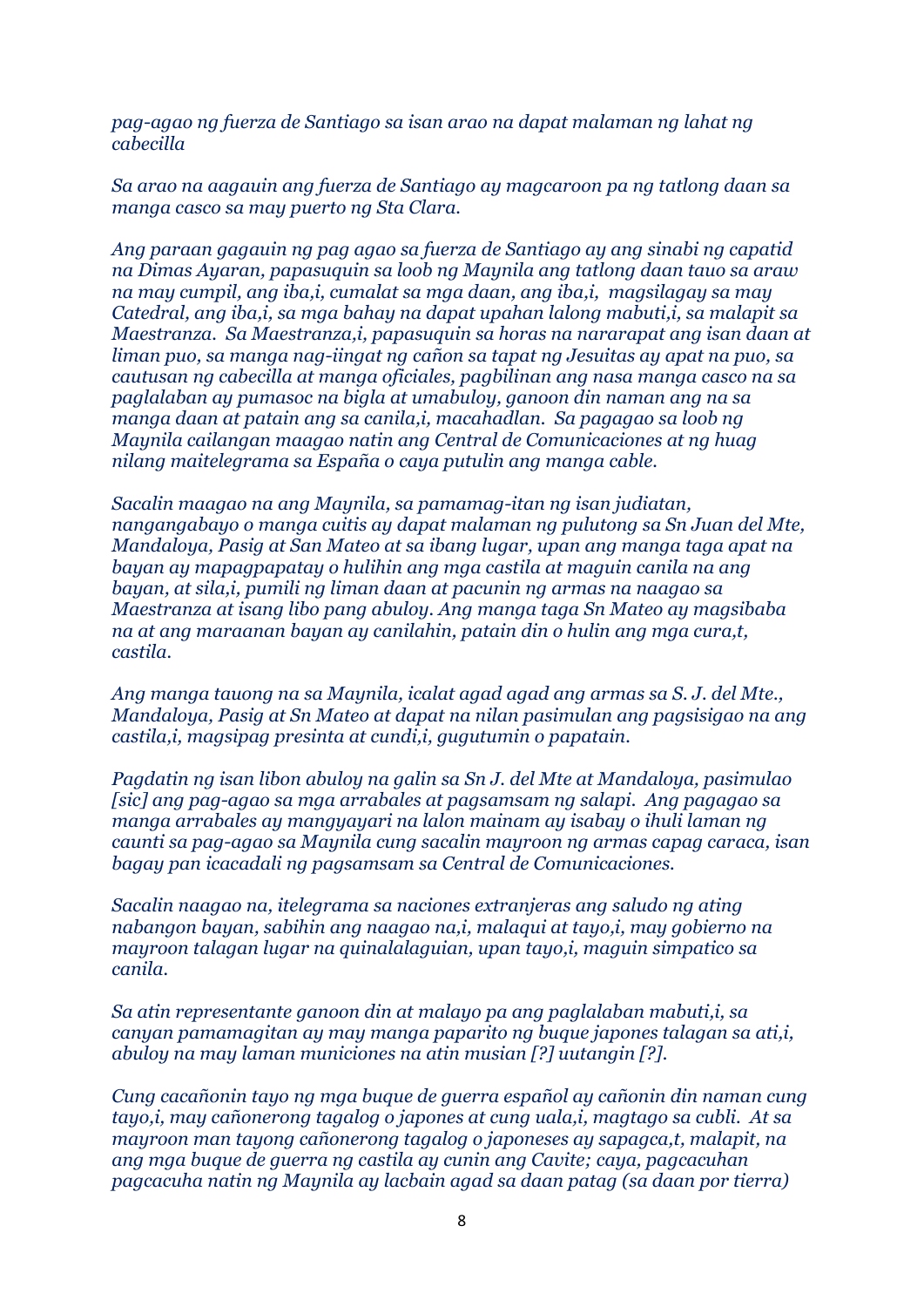*pag-agao ng fuerza de Santiago sa isan arao na dapat malaman ng lahat ng cabecilla*

*Sa arao na aagauin ang fuerza de Santiago ay magcaroon pa ng tatlong daan sa manga casco sa may puerto ng Sta Clara.*

*Ang paraan gagauin ng pag agao sa fuerza de Santiago ay ang sinabi ng capatid na Dimas Ayaran, papasuquin sa loob ng Maynila ang tatlong daan tauo sa araw na may cumpil, ang iba,i, cumalat sa mga daan, ang iba,i, magsilagay sa may Catedral, ang iba,i, sa mga bahay na dapat upahan lalong mabuti,i, sa malapit sa Maestranza. Sa Maestranza,i, papasuquin sa horas na nararapat ang isan daan at liman puo, sa manga nag-iingat ng cañon sa tapat ng Jesuitas ay apat na puo, sa cautusan ng cabecilla at manga oficiales, pagbilinan ang nasa manga casco na sa paglalaban ay pumasoc na bigla at umabuloy, ganoon din naman ang na sa manga daan at patain ang sa canila,i, macahadlan. Sa pagagao sa loob ng Maynila cailangan maagao natin ang Central de Comunicaciones at ng huag nilang maitelegrama sa España o caya putulin ang manga cable.*

*Sacalin maagao na ang Maynila, sa pamamag-itan ng isan judiatan, nangangabayo o manga cuitis ay dapat malaman ng pulutong sa Sn Juan del Mte, Mandaloya, Pasig at San Mateo at sa ibang lugar, upan ang manga taga apat na bayan ay mapagpapatay o hulihin ang mga castila at maguin canila na ang bayan, at sila,i, pumili ng liman daan at pacunin ng armas na naagao sa Maestranza at isang libo pang abuloy. Ang manga taga Sn Mateo ay magsibaba na at ang maraanan bayan ay canilahin, patain din o hulin ang mga cura,t, castila.*

*Ang manga tauong na sa Maynila, icalat agad agad ang armas sa S. J. del Mte., Mandaloya, Pasig at Sn Mateo at dapat na nilan pasimulan ang pagsisigao na ang castila,i, magsipag presinta at cundi,i, gugutumin o papatain.*

*Pagdatin ng isan libon abuloy na galin sa Sn J. del Mte at Mandaloya, pasimulao [sic] ang pag-agao sa mga arrabales at pagsamsam ng salapi. Ang pagagao sa manga arrabales ay mangyayari na lalon mainam ay isabay o ihuli laman ng caunti sa pag-agao sa Maynila cung sacalin mayroon ng armas capag caraca, isan bagay pan icacadali ng pagsamsam sa Central de Comunicaciones.*

*Sacalin naagao na, itelegrama sa naciones extranjeras ang saludo ng ating nabangon bayan, sabihin ang naagao na,i, malaqui at tayo,i, may gobierno na mayroon talagan lugar na quinalalaguian, upan tayo,i, maguin simpatico sa canila.*

*Sa atin representante ganoon din at malayo pa ang paglalaban mabuti,i, sa canyan pamamagitan ay may manga paparito ng buque japones talagan sa ati,i, abuloy na may laman municiones na atin musian [?] uutangin [?].*

*Cung cacañonin tayo ng mga buque de guerra español ay cañonin din naman cung tayo,i, may cañonerong tagalog o japones at cung uala,i, magtago sa cubli. At sa mayroon man tayong cañonerong tagalog o japoneses ay sapagca,t, malapit, na ang mga buque de guerra ng castila ay cunin ang Cavite; caya, pagcacuhan pagcacuha natin ng Maynila ay lacbain agad sa daan patag (sa daan por tierra)*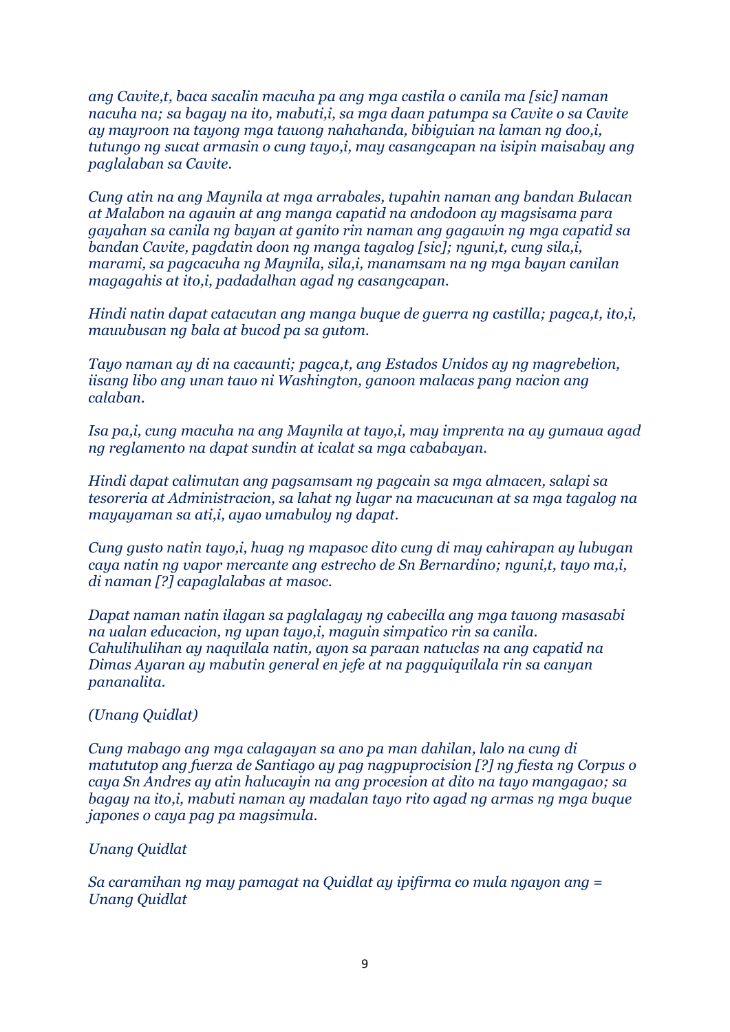*ang Cavite,t, baca sacalin macuha pa ang mga castila o canila ma [sic] naman nacuha na; sa bagay na ito, mabuti,i, sa mga daan patumpa sa Cavite o sa Cavite ay mayroon na tayong mga tauong nahahanda, bibiguian na laman ng doo,i, tutungo ng sucat armasin o cung tayo,i, may casangcapan na isipin maisabay ang paglalaban sa Cavite.*

*Cung atin na ang Maynila at mga arrabales, tupahin naman ang bandan Bulacan at Malabon na agauin at ang manga capatid na andodoon ay magsisama para gayahan sa canila ng bayan at ganito rin naman ang gagawin ng mga capatid sa bandan Cavite, pagdatin doon ng manga tagalog [sic]; nguni,t, cung sila,i, marami, sa pagcacuha ng Maynila, sila,i, manamsam na ng mga bayan canilan magagahis at ito,i, padadalhan agad ng casangcapan.*

*Hindi natin dapat catacutan ang manga buque de guerra ng castilla; pagca,t, ito,i, mauubusan ng bala at bucod pa sa gutom.*

*Tayo naman ay di na cacaunti; pagca,t, ang Estados Unidos ay ng magrebelion, iisang libo ang unan tauo ni Washington, ganoon malacas pang nacion ang calaban.*

*Isa pa,i, cung macuha na ang Maynila at tayo,i, may imprenta na ay gumaua agad ng reglamento na dapat sundin at icalat sa mga cababayan.*

*Hindi dapat calimutan ang pagsamsam ng pagcain sa mga almacen, salapi sa tesoreria at Administracion, sa lahat ng lugar na macucunan at sa mga tagalog na mayayaman sa ati,i, ayao umabuloy ng dapat.*

*Cung gusto natin tayo,i, huag ng mapasoc dito cung di may cahirapan ay lubugan caya natin ng vapor mercante ang estrecho de Sn Bernardino; nguni,t, tayo ma,i, di naman [?] capaglalabas at masoc.*

*Dapat naman natin ilagan sa paglalagay ng cabecilla ang mga tauong masasabi na ualan educacion, ng upan tayo,i, maguin simpatico rin sa canila. Cahulihulihan ay naquilala natin, ayon sa paraan natuclas na ang capatid na Dimas Ayaran ay mabutin general en jefe at na pagquiquilala rin sa canyan pananalita.*

*(Unang Quidlat)*

*Cung mabago ang mga calagayan sa ano pa man dahilan, lalo na cung di matututop ang fuerza de Santiago ay pag nagpuprocision [?] ng fiesta ng Corpus o caya Sn Andres ay atin halucayin na ang procesion at dito na tayo mangagao; sa bagay na ito,i, mabuti naman ay madalan tayo rito agad ng armas ng mga buque japones o caya pag pa magsimula.*

*Unang Quidlat*

*Sa caramihan ng may pamagat na Quidlat ay ipifirma co mula ngayon ang = Unang Quidlat*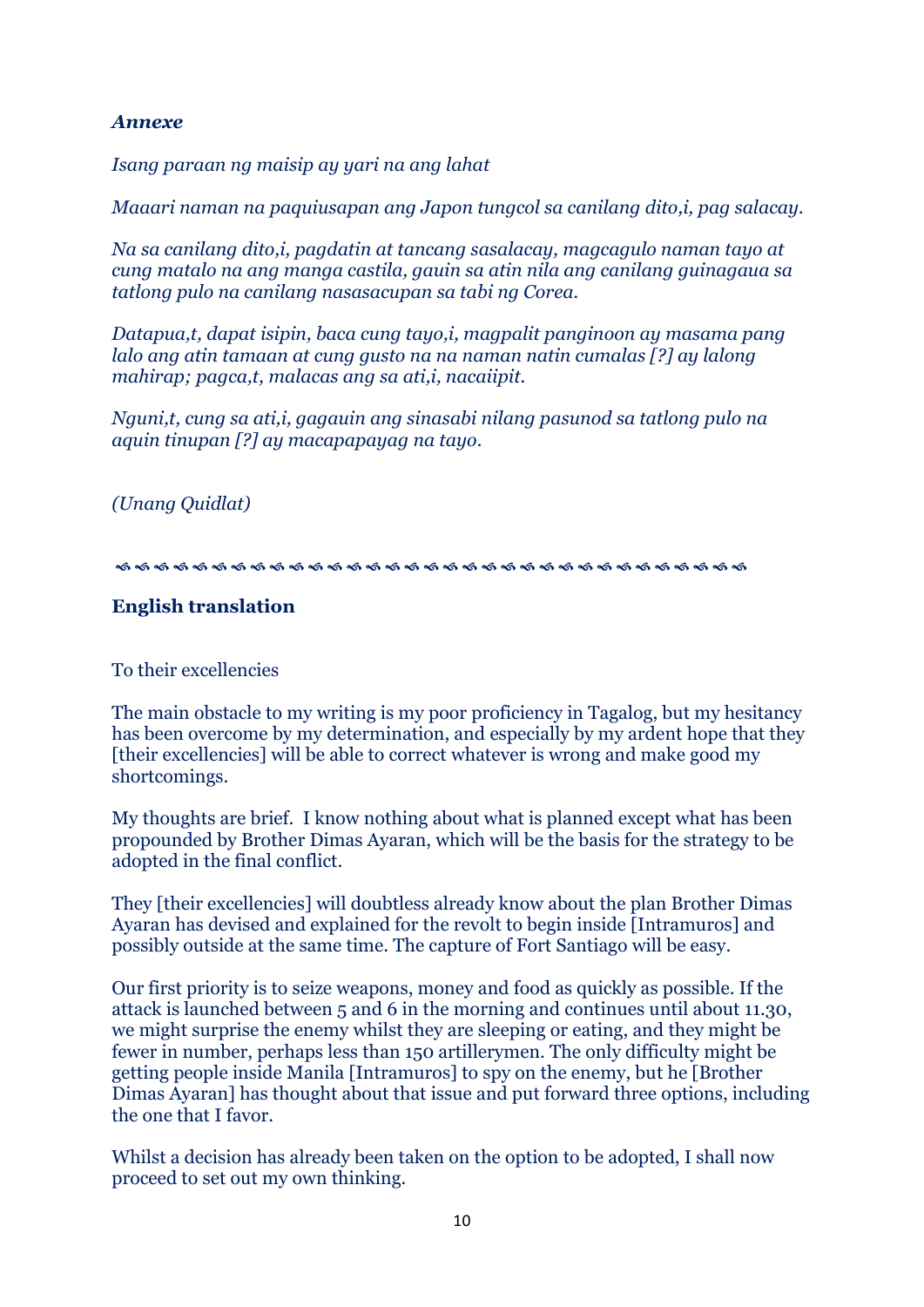***Annexe***

*Isang paraan ng maisip ay yari na ang lahat*

*Maaari naman na paquiusapan ang Japon tungcol sa canilang dito,i, pag salacay.*

*Na sa canilang dito,i, pagdatin at tancang sasalacay, magcagulo naman tayo at cung matalo na ang manga castila, gauin sa atin nila ang canilang guinagaua sa tatlong pulo na canilang nasasacupan sa tabi ng Corea.*

*Datapua,t, dapat isipin, baca cung tayo,i, magpalit panginoon ay masama pang lalo ang atin tamaan at cung gusto na na naman natin cumalas [?] ay lalong mahirap; pagca,t, malacas ang sa ati,i, nacaiipit.*

*Nguni,t, cung sa ati,i, gagauin ang sinasabi nilang pasunod sa tatlong pulo na aquin tinupan [?] ay macapapayag na tayo.*

*(Unang Quidlat)*

**English translation**

To their excellencies

The main obstacle to my writing is my poor proficiency in Tagalog, but my hesitancy has been overcome by my determination, and especially by my ardent hope that they [their excellencies] will be able to correct whatever is wrong and make good my shortcomings.

My thoughts are brief. I know nothing about what is planned except what has been propounded by Brother Dimas Ayaran, which will be the basis for the strategy to be adopted in the final conflict.

They [their excellencies] will doubtless already know about the plan Brother Dimas Ayaran has devised and explained for the revolt to begin inside [Intramuros] and possibly outside at the same time. The capture of Fort Santiago will be easy.

Our first priority is to seize weapons, money and food as quickly as possible. If the attack is launched between 5 and 6 in the morning and continues until about 11.30, we might surprise the enemy whilst they are sleeping or eating, and they might be fewer in number, perhaps less than 150 artillerymen. The only difficulty might be getting people inside Manila [Intramuros] to spy on the enemy, but he [Brother Dimas Ayaran] has thought about that issue and put forward three options, including the one that I favor.

Whilst a decision has already been taken on the option to be adopted, I shall now proceed to set out my own thinking.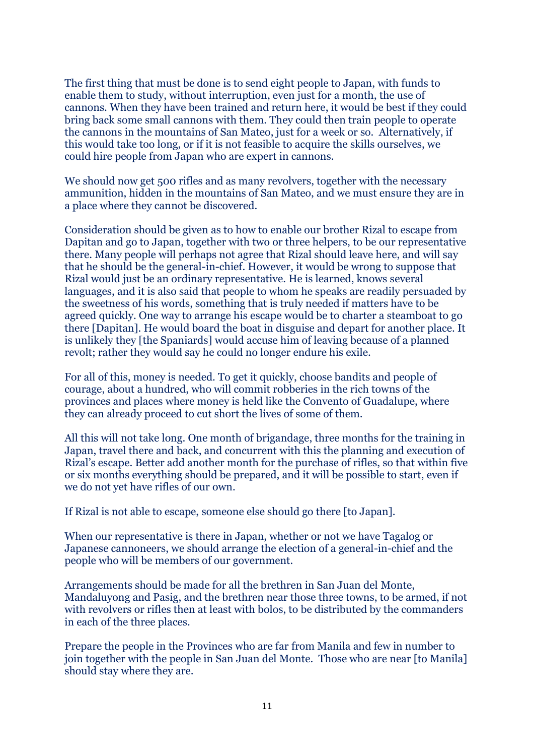The first thing that must be done is to send eight people to Japan, with funds to enable them to study, without interruption, even just for a month, the use of cannons. When they have been trained and return here, it would be best if they could bring back some small cannons with them. They could then train people to operate the cannons in the mountains of San Mateo, just for a week or so. Alternatively, if this would take too long, or if it is not feasible to acquire the skills ourselves, we could hire people from Japan who are expert in cannons.

We should now get 500 rifles and as many revolvers, together with the necessary ammunition, hidden in the mountains of San Mateo, and we must ensure they are in a place where they cannot be discovered.

Consideration should be given as to how to enable our brother Rizal to escape from Dapitan and go to Japan, together with two or three helpers, to be our representative there. Many people will perhaps not agree that Rizal should leave here, and will say that he should be the general-in-chief. However, it would be wrong to suppose that Rizal would just be an ordinary representative. He is learned, knows several languages, and it is also said that people to whom he speaks are readily persuaded by the sweetness of his words, something that is truly needed if matters have to be agreed quickly. One way to arrange his escape would be to charter a steamboat to go there [Dapitan]. He would board the boat in disguise and depart for another place. It is unlikely they [the Spaniards] would accuse him of leaving because of a planned revolt; rather they would say he could no longer endure his exile.

For all of this, money is needed. To get it quickly, choose bandits and people of courage, about a hundred, who will commit robberies in the rich towns of the provinces and places where money is held like the Convento of Guadalupe, where they can already proceed to cut short the lives of some of them.

All this will not take long. One month of brigandage, three months for the training in Japan, travel there and back, and concurrent with this the planning and execution of Rizal's escape. Better add another month for the purchase of rifles, so that within five or six months everything should be prepared, and it will be possible to start, even if we do not yet have rifles of our own.

If Rizal is not able to escape, someone else should go there [to Japan].

When our representative is there in Japan, whether or not we have Tagalog or Japanese cannoneers, we should arrange the election of a general-in-chief and the people who will be members of our government.

Arrangements should be made for all the brethren in San Juan del Monte, Mandaluyong and Pasig, and the brethren near those three towns, to be armed, if not with revolvers or rifles then at least with bolos, to be distributed by the commanders in each of the three places.

Prepare the people in the Provinces who are far from Manila and few in number to join together with the people in San Juan del Monte. Those who are near [to Manila] should stay where they are.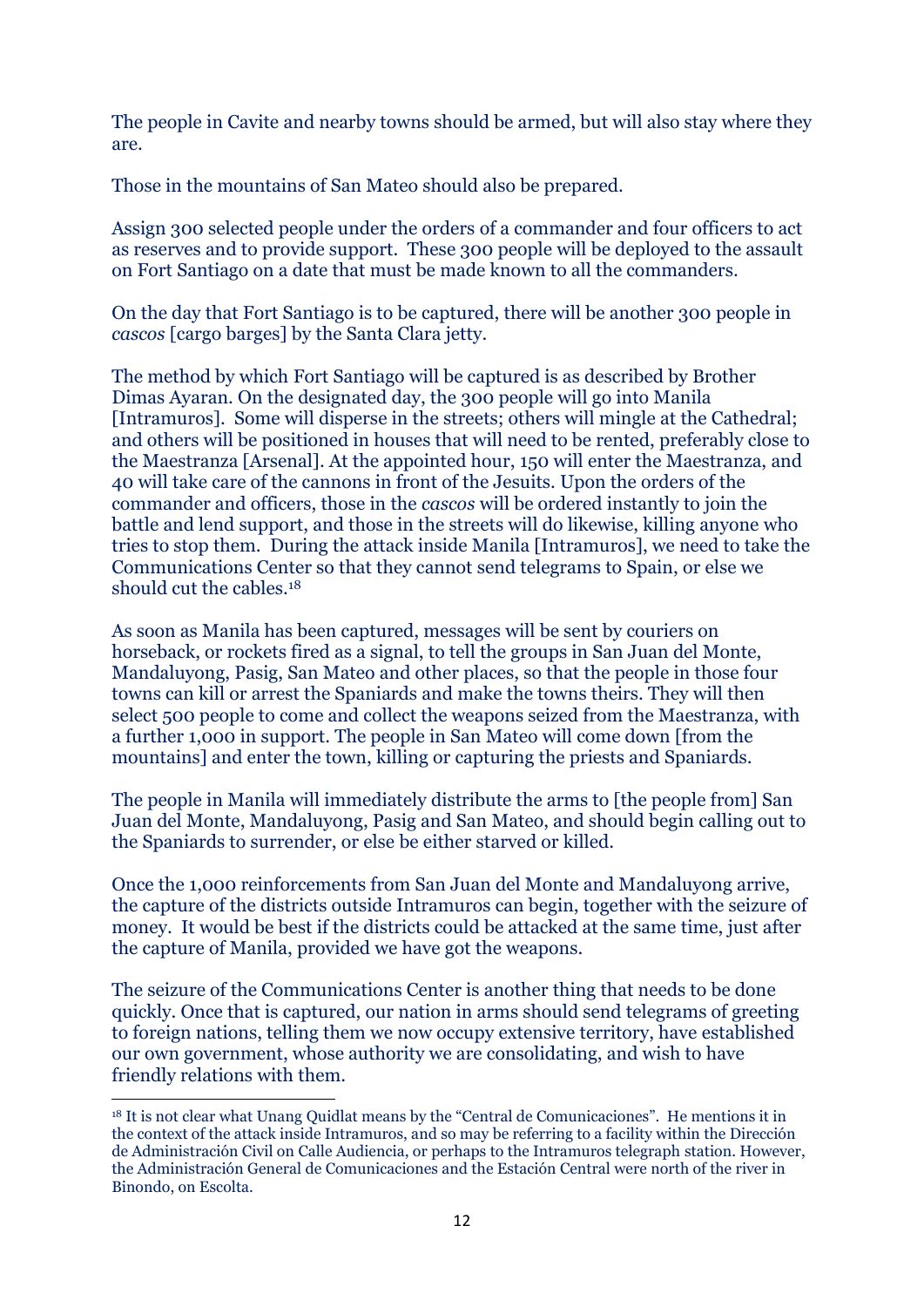The people in Cavite and nearby towns should be armed, but will also stay where they are.

Those in the mountains of San Mateo should also be prepared.

Assign 300 selected people under the orders of a commander and four officers to act as reserves and to provide support. These 300 people will be deployed to the assault on Fort Santiago on a date that must be made known to all the commanders.

On the day that Fort Santiago is to be captured, there will be another 300 people in *cascos* [cargo barges] by the Santa Clara jetty.

The method by which Fort Santiago will be captured is as described by Brother Dimas Ayaran. On the designated day, the 300 people will go into Manila [Intramuros]. Some will disperse in the streets; others will mingle at the Cathedral; and others will be positioned in houses that will need to be rented, preferably close to the Maestranza [Arsenal]. At the appointed hour, 150 will enter the Maestranza, and 40 will take care of the cannons in front of the Jesuits. Upon the orders of the commander and officers, those in the *cascos* will be ordered instantly to join the battle and lend support, and those in the streets will do likewise, killing anyone who tries to stop them. During the attack inside Manila [Intramuros], we need to take the Communications Center so that they cannot send telegrams to Spain, or else we should cut the cables.[18]

As soon as Manila has been captured, messages will be sent by couriers on horseback, or rockets fired as a signal, to tell the groups in San Juan del Monte, Mandaluyong, Pasig, San Mateo and other places, so that the people in those four towns can kill or arrest the Spaniards and make the towns theirs. They will then select 500 people to come and collect the weapons seized from the Maestranza, with a further 1,000 in support. The people in San Mateo will come down [from the mountains] and enter the town, killing or capturing the priests and Spaniards.

The people in Manila will immediately distribute the arms to [the people from] San Juan del Monte, Mandaluyong, Pasig and San Mateo, and should begin calling out to the Spaniards to surrender, or else be either starved or killed.

Once the 1,000 reinforcements from San Juan del Monte and Mandaluyong arrive, the capture of the districts outside Intramuros can begin, together with the seizure of money. It would be best if the districts could be attacked at the same time, just after the capture of Manila, provided we have got the weapons.

The seizure of the Communications Center is another thing that needs to be done quickly. Once that is captured, our nation in arms should send telegrams of greeting to foreign nations, telling them we now occupy extensive territory, have established our own government, whose authority we are consolidating, and wish to have friendly relations with them.

---

[18] It is not clear what Unang Quidlat means by the "Central de Comunicaciones". He mentions it in the context of the attack inside Intramuros, and so may be referring to a facility within the Dirección de Administración Civil on Calle Audiencia, or perhaps to the Intramuros telegraph station. However, the Administración General de Comunicaciones and the Estación Central were north of the river in Binondo, on Escolta.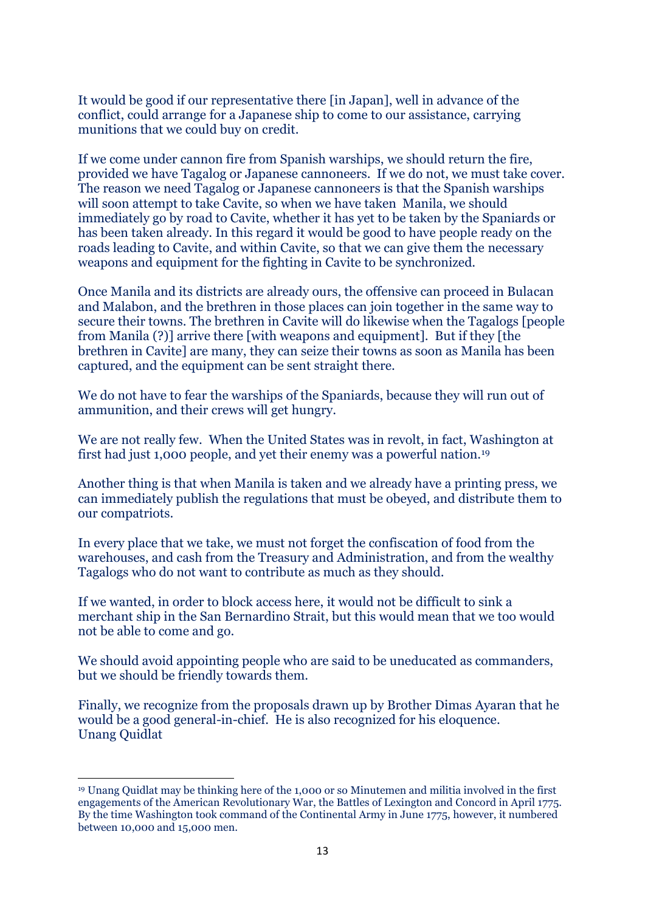It would be good if our representative there [in Japan], well in advance of the conflict, could arrange for a Japanese ship to come to our assistance, carrying munitions that we could buy on credit.

If we come under cannon fire from Spanish warships, we should return the fire, provided we have Tagalog or Japanese cannoneers. If we do not, we must take cover. The reason we need Tagalog or Japanese cannoneers is that the Spanish warships will soon attempt to take Cavite, so when we have taken Manila, we should immediately go by road to Cavite, whether it has yet to be taken by the Spaniards or has been taken already. In this regard it would be good to have people ready on the roads leading to Cavite, and within Cavite, so that we can give them the necessary weapons and equipment for the fighting in Cavite to be synchronized.

Once Manila and its districts are already ours, the offensive can proceed in Bulacan and Malabon, and the brethren in those places can join together in the same way to secure their towns. The brethren in Cavite will do likewise when the Tagalogs [people from Manila (?)] arrive there [with weapons and equipment]. But if they [the brethren in Cavite] are many, they can seize their towns as soon as Manila has been captured, and the equipment can be sent straight there.

We do not have to fear the warships of the Spaniards, because they will run out of ammunition, and their crews will get hungry.

We are not really few. When the United States was in revolt, in fact, Washington at first had just 1,000 people, and yet their enemy was a powerful nation.[19]

Another thing is that when Manila is taken and we already have a printing press, we can immediately publish the regulations that must be obeyed, and distribute them to our compatriots.

In every place that we take, we must not forget the confiscation of food from the warehouses, and cash from the Treasury and Administration, and from the wealthy Tagalogs who do not want to contribute as much as they should.

If we wanted, in order to block access here, it would not be difficult to sink a merchant ship in the San Bernardino Strait, but this would mean that we too would not be able to come and go.

We should avoid appointing people who are said to be uneducated as commanders, but we should be friendly towards them.

Finally, we recognize from the proposals drawn up by Brother Dimas Ayaran that he would be a good general-in-chief. He is also recognized for his eloquence.
Unang Quidlat

---

[19] Unang Quidlat may be thinking here of the 1,000 or so Minutemen and militia involved in the first engagements of the American Revolutionary War, the Battles of Lexington and Concord in April 1775. By the time Washington took command of the Continental Army in June 1775, however, it numbered between 10,000 and 15,000 men.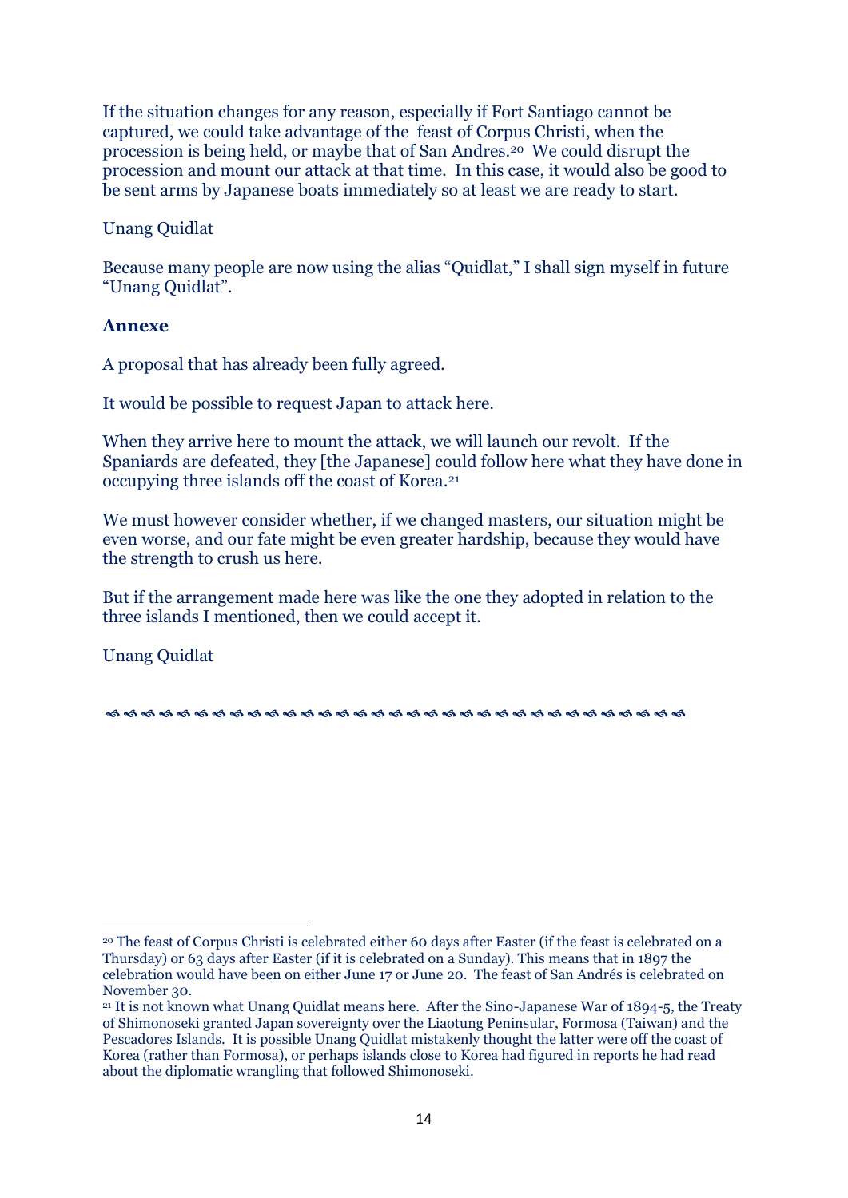If the situation changes for any reason, especially if Fort Santiago cannot be captured, we could take advantage of the feast of Corpus Christi, when the procession is being held, or maybe that of San Andres.[20] We could disrupt the procession and mount our attack at that time. In this case, it would also be good to be sent arms by Japanese boats immediately so at least we are ready to start.

Unang Quidlat

Because many people are now using the alias "Quidlat," I shall sign myself in future "Unang Quidlat".

**Annexe**

A proposal that has already been fully agreed.

It would be possible to request Japan to attack here.

When they arrive here to mount the attack, we will launch our revolt. If the Spaniards are defeated, they [the Japanese] could follow here what they have done in occupying three islands off the coast of Korea.[21]

We must however consider whether, if we changed masters, our situation might be even worse, and our fate might be even greater hardship, because they would have the strength to crush us here.

But if the arrangement made here was like the one they adopted in relation to the three islands I mentioned, then we could accept it.

Unang Quidlat

---

[20] The feast of Corpus Christi is celebrated either 60 days after Easter (if the feast is celebrated on a Thursday) or 63 days after Easter (if it is celebrated on a Sunday). This means that in 1897 the celebration would have been on either June 17 or June 20. The feast of San Andrés is celebrated on November 30.

[21] It is not known what Unang Quidlat means here. After the Sino-Japanese War of 1894-5, the Treaty of Shimonoseki granted Japan sovereignty over the Liaotung Peninsular, Formosa (Taiwan) and the Pescadores Islands. It is possible Unang Quidlat mistakenly thought the latter were off the coast of Korea (rather than Formosa), or perhaps islands close to Korea had figured in reports he had read about the diplomatic wrangling that followed Shimonoseki.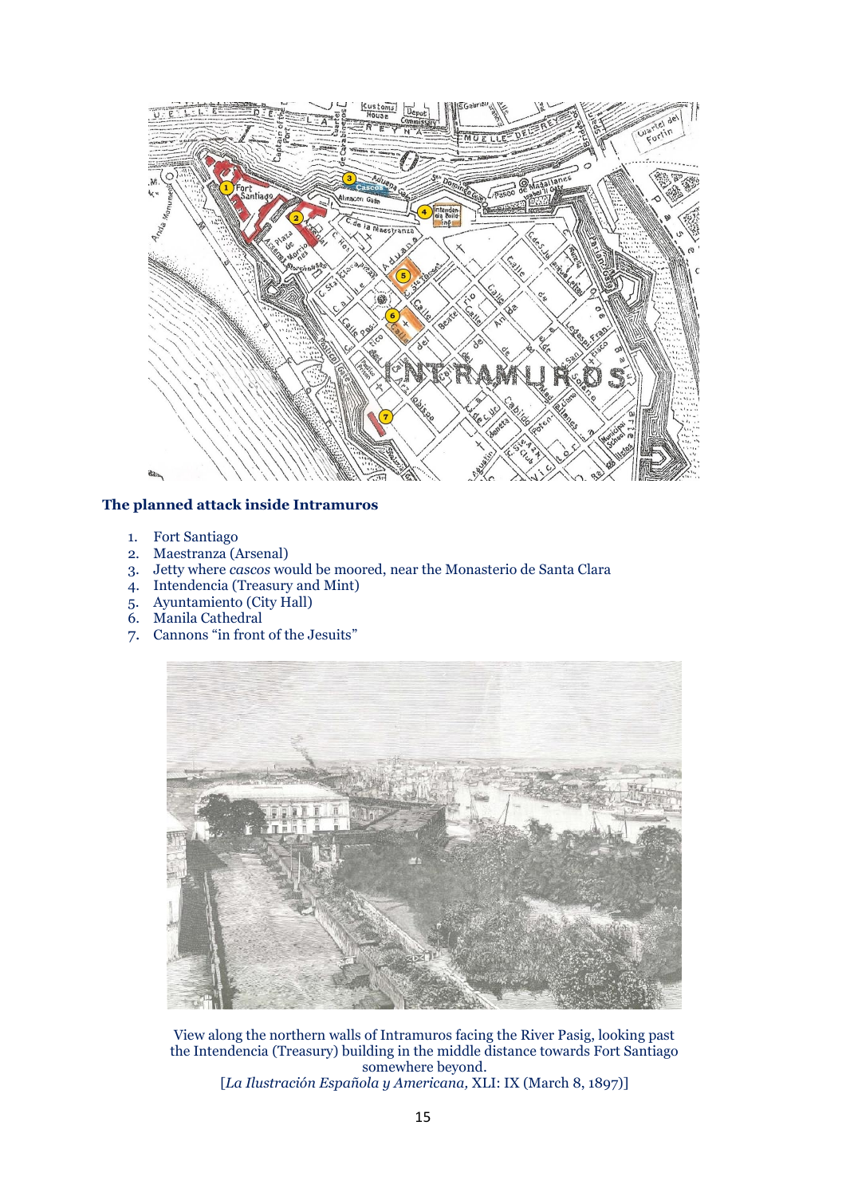**The planned attack inside Intramuros**

1. Fort Santiago
2. Maestranza (Arsenal)
3. Jetty where *cascos* would be moored, near the Monasterio de Santa Clara
4. Intendencia (Treasury and Mint)
5. Ayuntamiento (City Hall)
6. Manila Cathedral
7. Cannons "in front of the Jesuits"

View along the northern walls of Intramuros facing the River Pasig, looking past the Intendencia (Treasury) building in the middle distance towards Fort Santiago somewhere beyond.
[*La Ilustración Española y Americana,* XLI: IX (March 8, 1897)]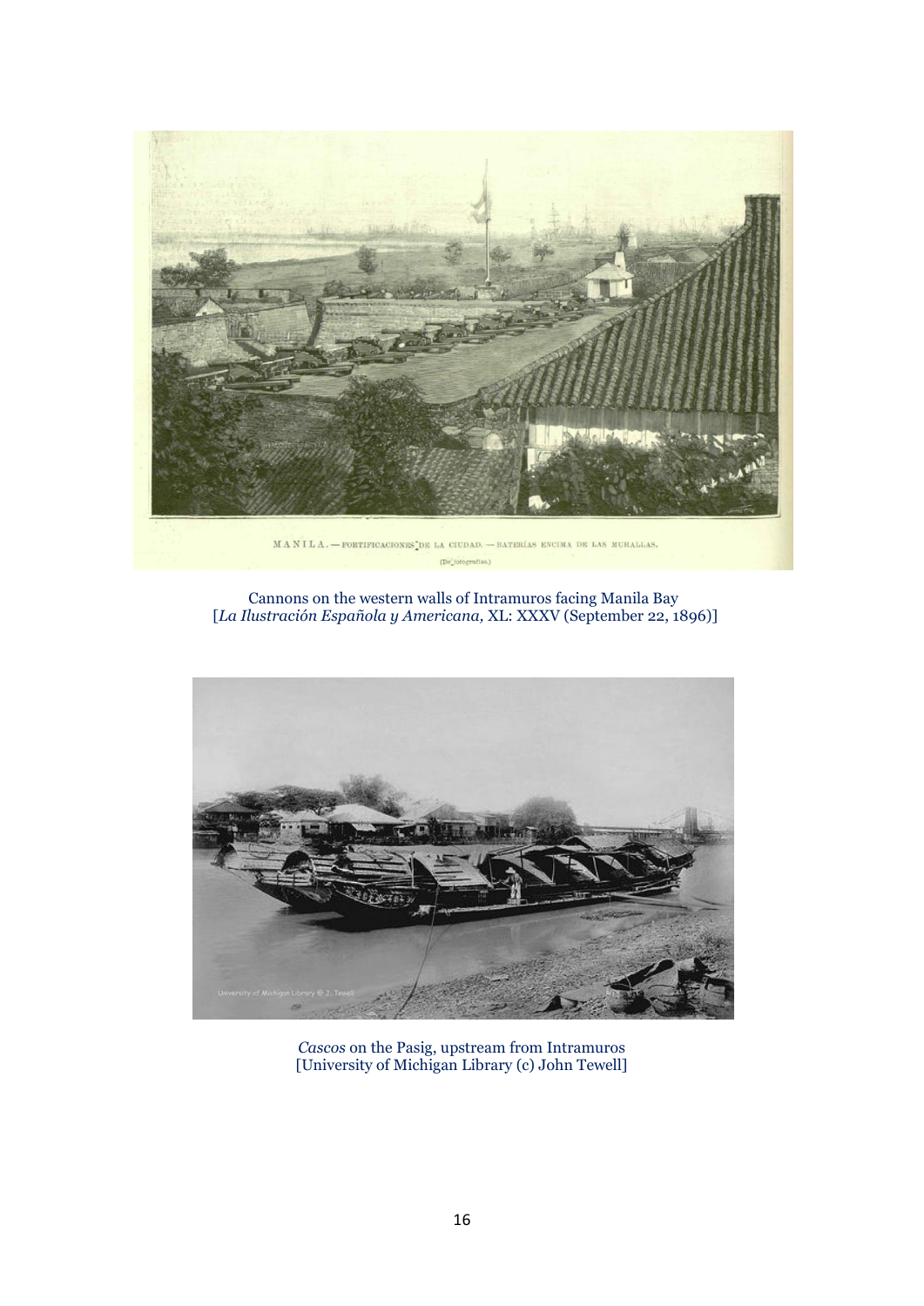Cannons on the western walls of Intramuros facing Manila Bay
[*La Ilustración Española y Americana,* XL: XXXV (September 22, 1896)]

*Cascos* on the Pasig, upstream from Intramuros
[University of Michigan Library (c) John Tewell]